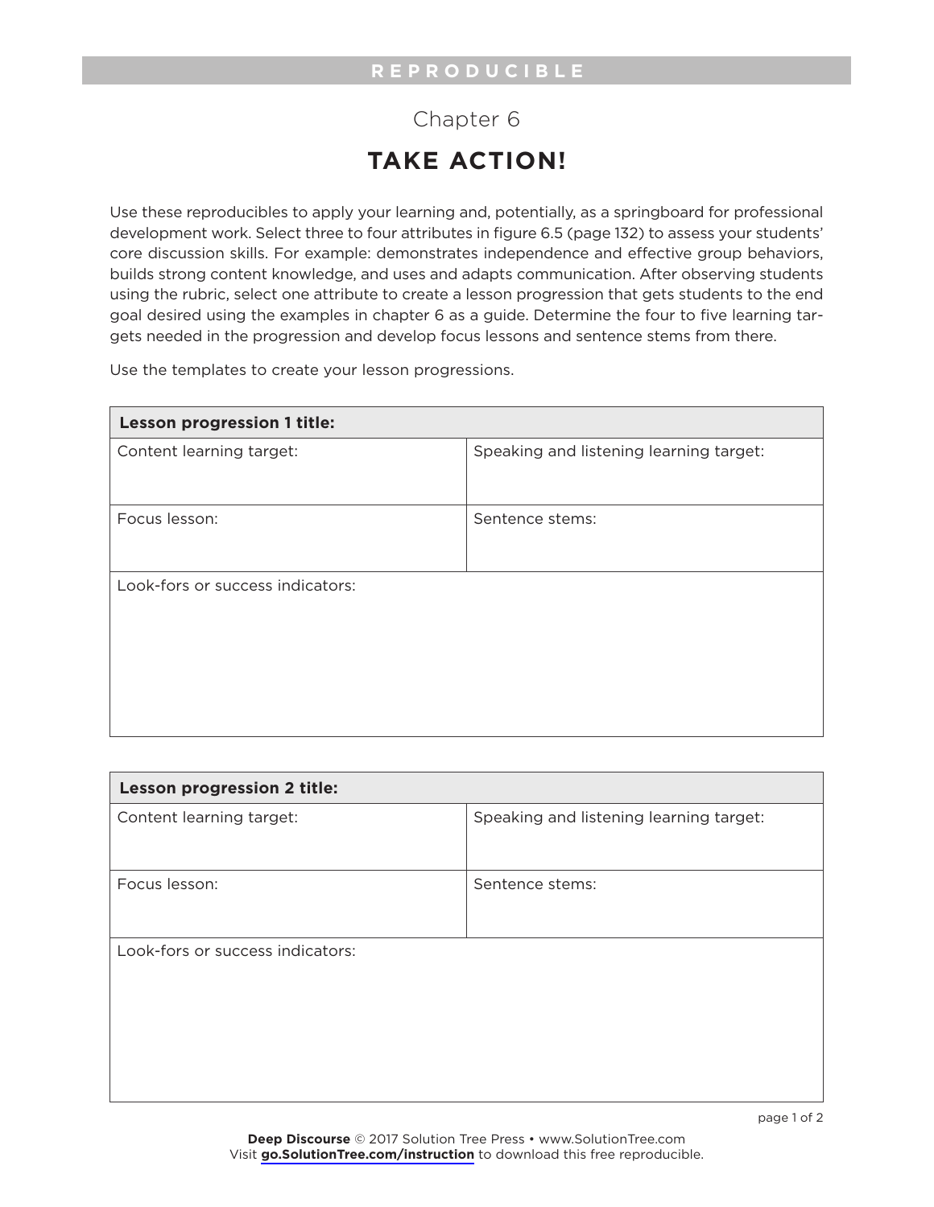REPRODUCIBLE

Chapter 6

# TAKE ACTION!

Use these reproducibles to apply your learning and, potentially, as a springboard for professional development work. Select three to four attributes in figure 6.5 (page 132) to assess your students' core discussion skills. For example: demonstrates independence and effective group behaviors, builds strong content knowledge, and uses and adapts communication. After observing students using the rubric, select one attribute to create a lesson progression that gets students to the end goal desired using the examples in chapter 6 as a guide. Determine the four to five learning targets needed in the progression and develop focus lessons and sentence stems from there.

Use the templates to create your lesson progressions.

| **Lesson progression 1 title:** | |
|---|---|
| Content learning target: | Speaking and listening learning target: |
| Focus lesson: | Sentence stems: |
| Look-fors or success indicators: | |

| **Lesson progression 2 title:** | |
|---|---|
| Content learning target: | Speaking and listening learning target: |
| Focus lesson: | Sentence stems: |
| Look-fors or success indicators: | |

**Deep Discourse** © 2017 Solution Tree Press • www.SolutionTree.com
Visit **go.SolutionTree.com/instruction** to download this free reproducible.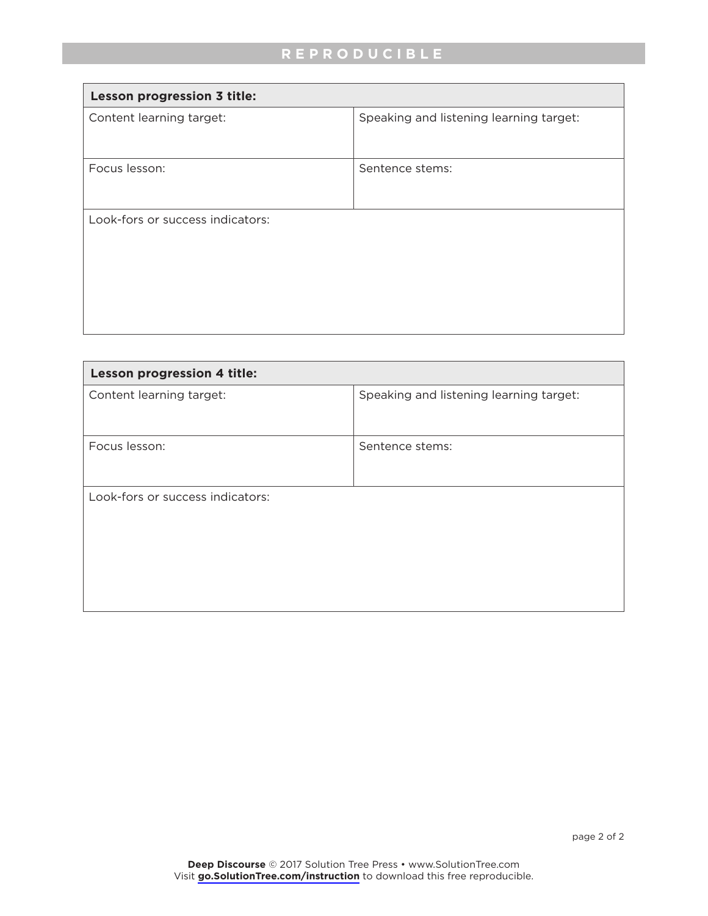REPRODUCIBLE

| Lesson progression 3 title: | |
| --- | --- |
| Content learning target: | Speaking and listening learning target: |
| Focus lesson: | Sentence stems: |
| Look-fors or success indicators: | |

| Lesson progression 4 title: | |
| --- | --- |
| Content learning target: | Speaking and listening learning target: |
| Focus lesson: | Sentence stems: |
| Look-fors or success indicators: | |

**Deep Discourse** © 2017 Solution Tree Press • www.SolutionTree.com
Visit **go.SolutionTree.com/instruction** to download this free reproducible.